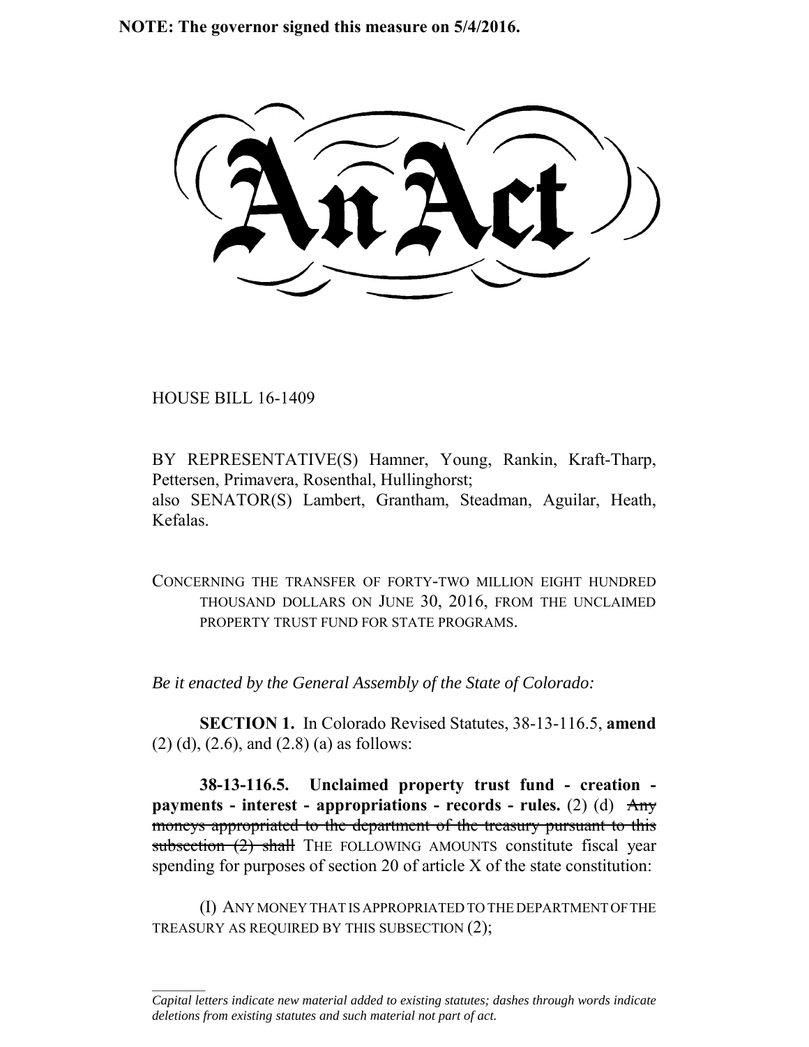**NOTE: The governor signed this measure on 5/4/2016.**

# An Act

HOUSE BILL 16-1409

BY REPRESENTATIVE(S) Hamner, Young, Rankin, Kraft-Tharp, Pettersen, Primavera, Rosenthal, Hullinghorst;
also SENATOR(S) Lambert, Grantham, Steadman, Aguilar, Heath, Kefalas.

CONCERNING THE TRANSFER OF FORTY-TWO MILLION EIGHT HUNDRED THOUSAND DOLLARS ON JUNE 30, 2016, FROM THE UNCLAIMED PROPERTY TRUST FUND FOR STATE PROGRAMS.

*Be it enacted by the General Assembly of the State of Colorado:*

**SECTION 1.** In Colorado Revised Statutes, 38-13-116.5, **amend** (2) (d), (2.6), and (2.8) (a) as follows:

**38-13-116.5. Unclaimed property trust fund - creation - payments - interest - appropriations - records - rules.** (2) (d) ~~Any moneys appropriated to the department of the treasury pursuant to this subsection (2) shall~~ THE FOLLOWING AMOUNTS constitute fiscal year spending for purposes of section 20 of article X of the state constitution:

(I) ANY MONEY THAT IS APPROPRIATED TO THE DEPARTMENT OF THE TREASURY AS REQUIRED BY THIS SUBSECTION (2);

---

*Capital letters indicate new material added to existing statutes; dashes through words indicate deletions from existing statutes and such material not part of act.*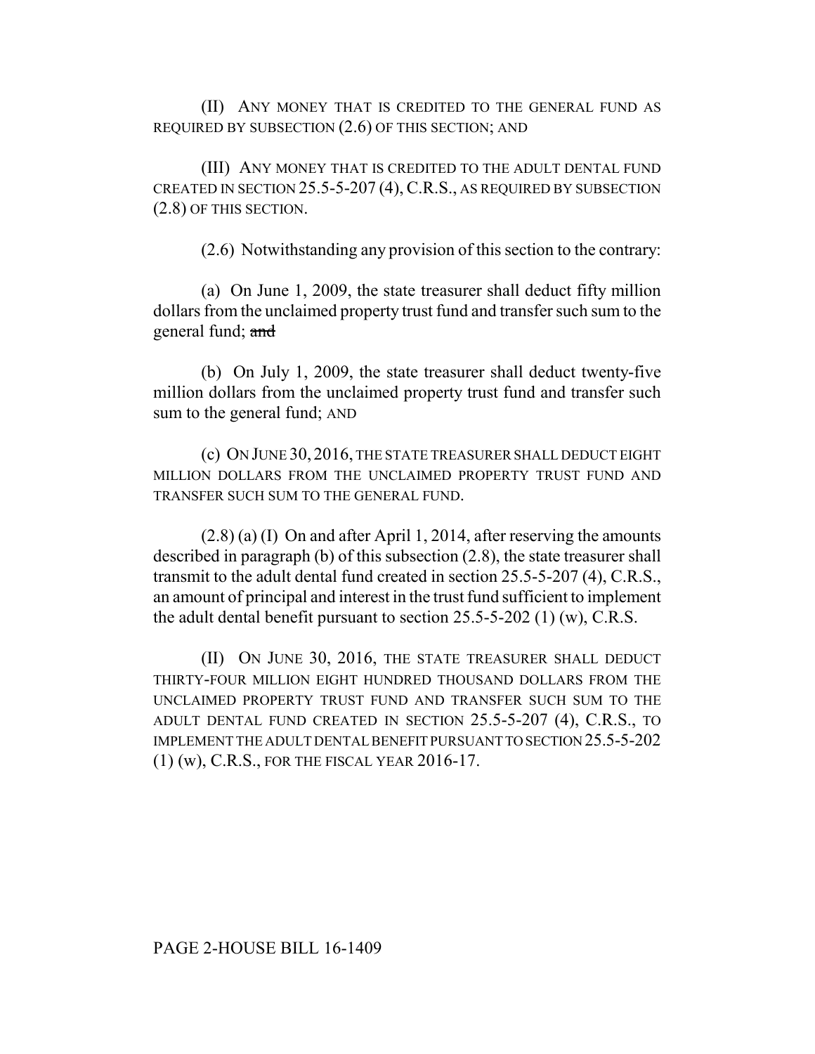(II) ANY MONEY THAT IS CREDITED TO THE GENERAL FUND AS REQUIRED BY SUBSECTION (2.6) OF THIS SECTION; AND

(III) ANY MONEY THAT IS CREDITED TO THE ADULT DENTAL FUND CREATED IN SECTION 25.5-5-207 (4), C.R.S., AS REQUIRED BY SUBSECTION (2.8) OF THIS SECTION.

(2.6) Notwithstanding any provision of this section to the contrary:

(a) On June 1, 2009, the state treasurer shall deduct fifty million dollars from the unclaimed property trust fund and transfer such sum to the general fund; ~~and~~

(b) On July 1, 2009, the state treasurer shall deduct twenty-five million dollars from the unclaimed property trust fund and transfer such sum to the general fund; AND

(c) ON JUNE 30, 2016, THE STATE TREASURER SHALL DEDUCT EIGHT MILLION DOLLARS FROM THE UNCLAIMED PROPERTY TRUST FUND AND TRANSFER SUCH SUM TO THE GENERAL FUND.

(2.8) (a) (I) On and after April 1, 2014, after reserving the amounts described in paragraph (b) of this subsection (2.8), the state treasurer shall transmit to the adult dental fund created in section 25.5-5-207 (4), C.R.S., an amount of principal and interest in the trust fund sufficient to implement the adult dental benefit pursuant to section 25.5-5-202 (1) (w), C.R.S.

(II) ON JUNE 30, 2016, THE STATE TREASURER SHALL DEDUCT THIRTY-FOUR MILLION EIGHT HUNDRED THOUSAND DOLLARS FROM THE UNCLAIMED PROPERTY TRUST FUND AND TRANSFER SUCH SUM TO THE ADULT DENTAL FUND CREATED IN SECTION 25.5-5-207 (4), C.R.S., TO IMPLEMENT THE ADULT DENTAL BENEFIT PURSUANT TO SECTION 25.5-5-202 (1) (w), C.R.S., FOR THE FISCAL YEAR 2016-17.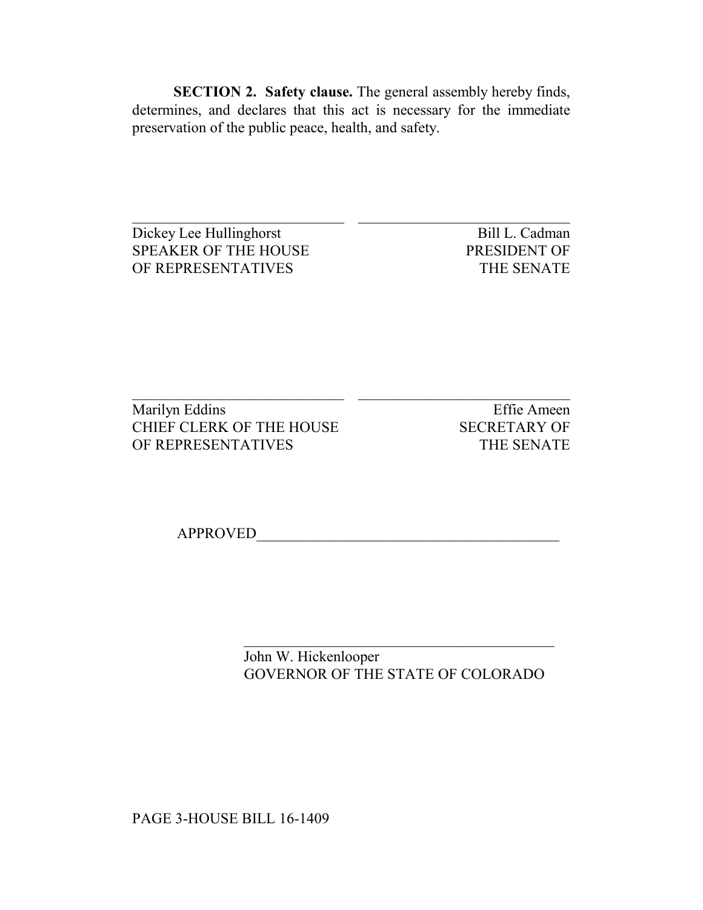**SECTION 2. Safety clause.** The general assembly hereby finds, determines, and declares that this act is necessary for the immediate preservation of the public peace, health, and safety.

| | |
|---|---|
| ____________________________ | ____________________________ |
| Dickey Lee Hullinghorst | Bill L. Cadman |
| SPEAKER OF THE HOUSE | PRESIDENT OF |
| OF REPRESENTATIVES | THE SENATE |

| | |
|---|---|
| ____________________________ | ____________________________ |
| Marilyn Eddins | Effie Ameen |
| CHIEF CLERK OF THE HOUSE | SECRETARY OF |
| OF REPRESENTATIVES | THE SENATE |

APPROVED________________________________________

____________________________________________
John W. Hickenlooper
GOVERNOR OF THE STATE OF COLORADO

PAGE 3-HOUSE BILL 16-1409